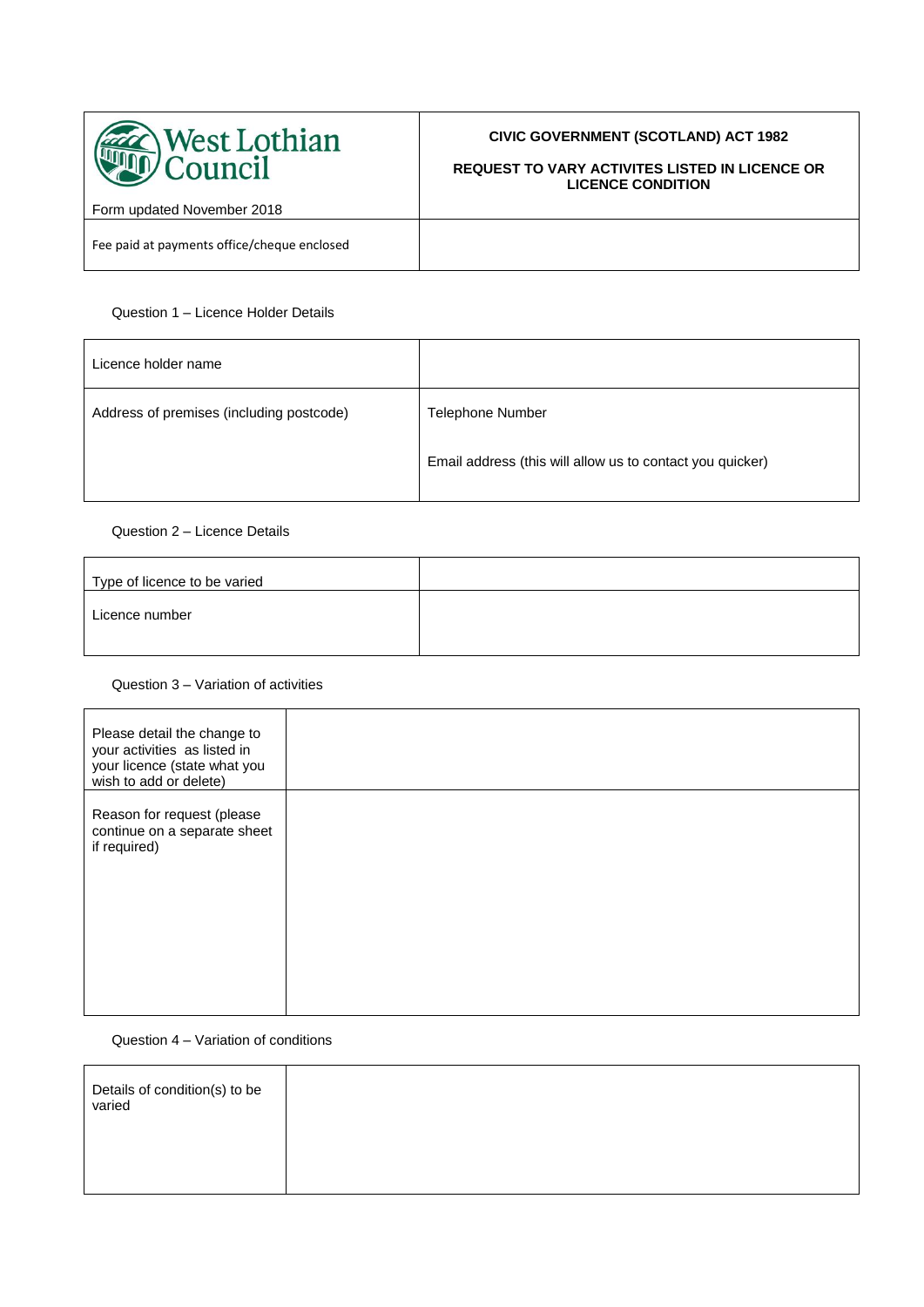| West Lothian Council<br>Form updated November 2018 | **CIVIC GOVERNMENT (SCOTLAND) ACT 1982**<br><br>**REQUEST TO VARY ACTIVITES LISTED IN LICENCE OR LICENCE CONDITION** |
|---|---|
| Fee paid at payments office/cheque enclosed | |

Question 1 – Licence Holder Details

| Licence holder name | |
|---|---|
| Address of premises (including postcode) | Telephone Number<br><br>Email address (this will allow us to contact you quicker) |

Question 2 – Licence Details

| Type of licence to be varied | |
|---|---|
| Licence number | |

Question 3 – Variation of activities

| Please detail the change to your activities as listed in your licence (state what you wish to add or delete) | |
|---|---|
| Reason for request (please continue on a separate sheet if required) | |

Question 4 – Variation of conditions

| Details of condition(s) to be varied | |
|---|---|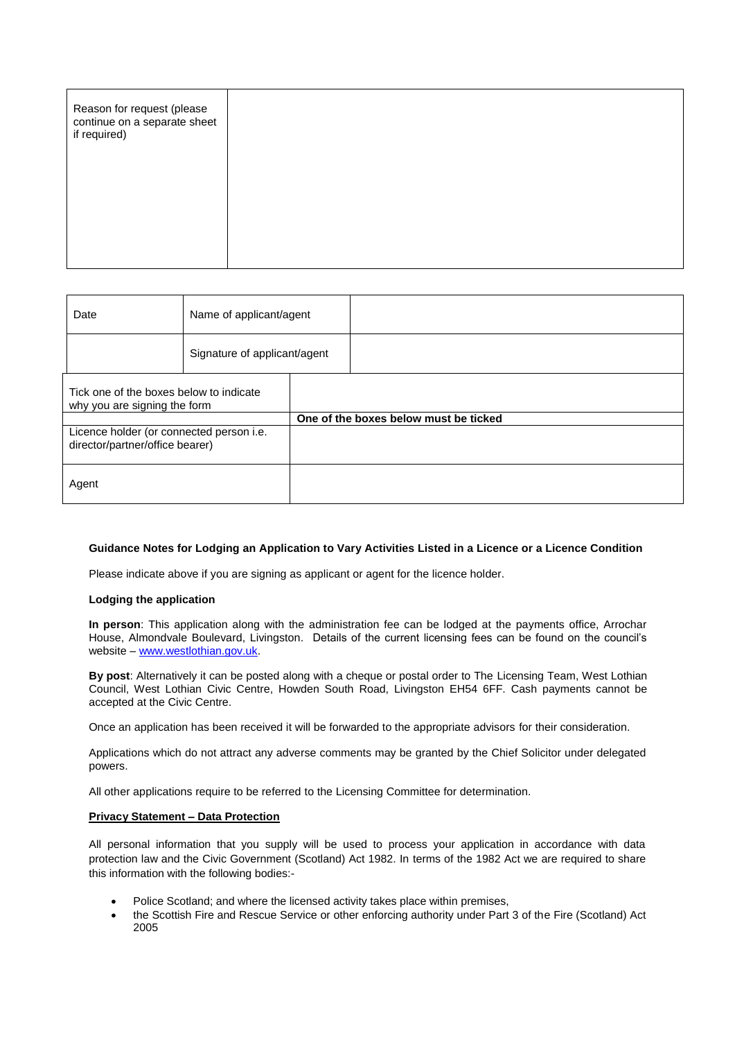| Reason for request (please continue on a separate sheet if required) | |
|---|---|

| Date | Name of applicant/agent | |
|---|---|---|
| | Signature of applicant/agent | |

| Tick one of the boxes below to indicate why you are signing the form | |
|---|---|
| | **One of the boxes below must be ticked** |
| Licence holder (or connected person i.e. director/partner/office bearer) | |
| Agent | |

**Guidance Notes for Lodging an Application to Vary Activities Listed in a Licence or a Licence Condition**

Please indicate above if you are signing as applicant or agent for the licence holder.

**Lodging the application**

**In person**: This application along with the administration fee can be lodged at the payments office, Arrochar House, Almondvale Boulevard, Livingston. Details of the current licensing fees can be found on the council's website – www.westlothian.gov.uk.

**By post**: Alternatively it can be posted along with a cheque or postal order to The Licensing Team, West Lothian Council, West Lothian Civic Centre, Howden South Road, Livingston EH54 6FF. Cash payments cannot be accepted at the Civic Centre.

Once an application has been received it will be forwarded to the appropriate advisors for their consideration.

Applications which do not attract any adverse comments may be granted by the Chief Solicitor under delegated powers.

All other applications require to be referred to the Licensing Committee for determination.

**Privacy Statement – Data Protection**

All personal information that you supply will be used to process your application in accordance with data protection law and the Civic Government (Scotland) Act 1982. In terms of the 1982 Act we are required to share this information with the following bodies:-

- Police Scotland; and where the licensed activity takes place within premises,
- the Scottish Fire and Rescue Service or other enforcing authority under Part 3 of the Fire (Scotland) Act 2005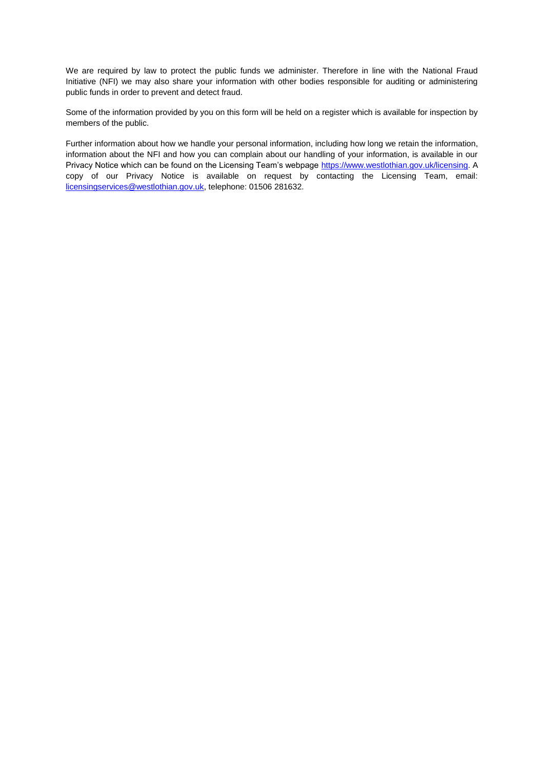We are required by law to protect the public funds we administer. Therefore in line with the National Fraud Initiative (NFI) we may also share your information with other bodies responsible for auditing or administering public funds in order to prevent and detect fraud.

Some of the information provided by you on this form will be held on a register which is available for inspection by members of the public.

Further information about how we handle your personal information, including how long we retain the information, information about the NFI and how you can complain about our handling of your information, is available in our Privacy Notice which can be found on the Licensing Team's webpage https://www.westlothian.gov.uk/licensing. A copy of our Privacy Notice is available on request by contacting the Licensing Team, email: licensingservices@westlothian.gov.uk, telephone: 01506 281632.